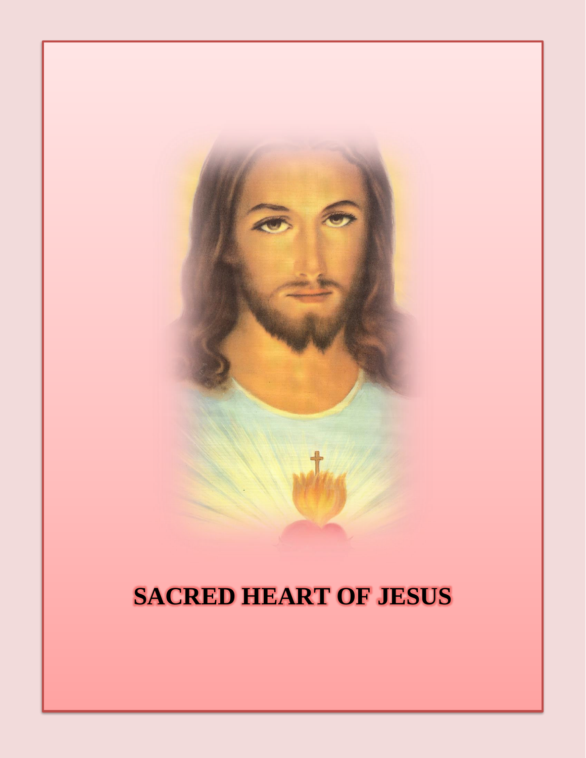# SACRED HEART OF JESUS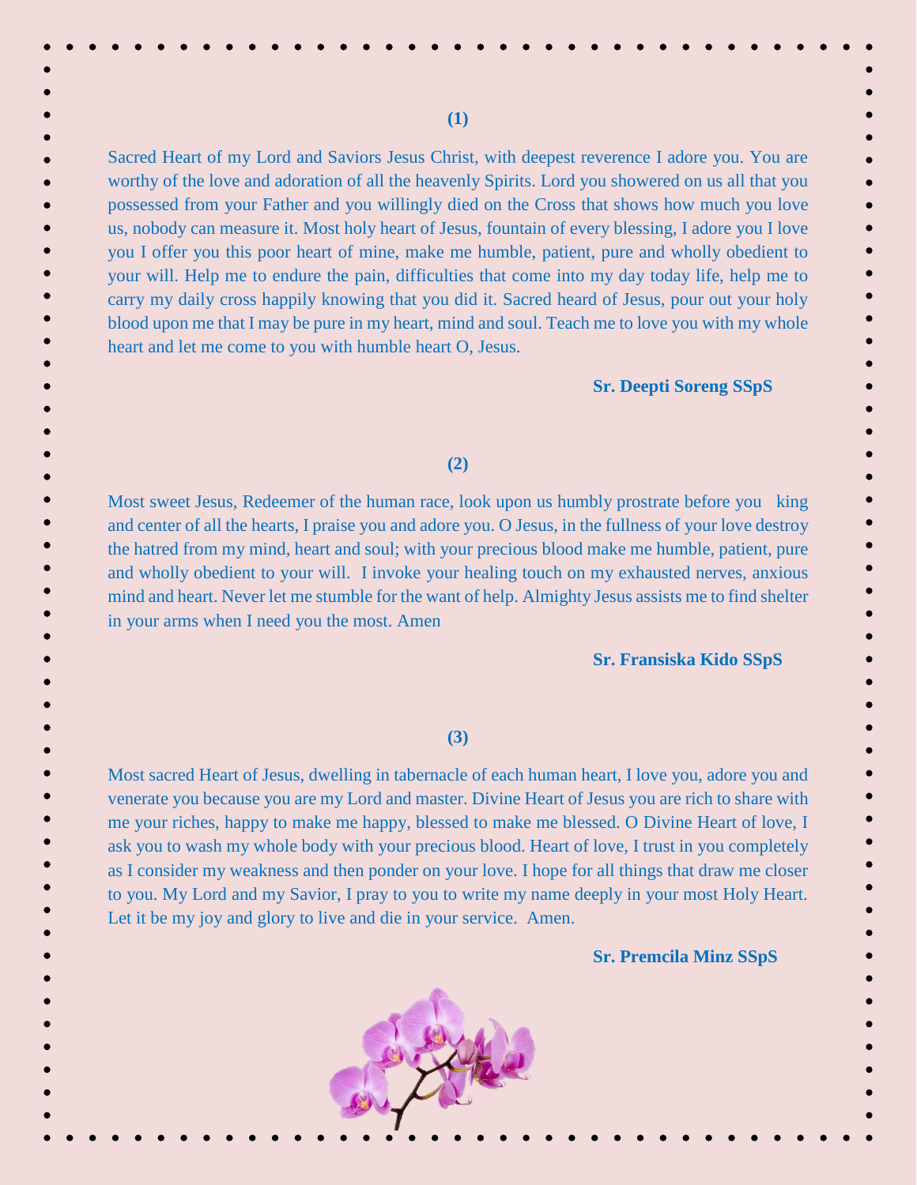**(1)**

Sacred Heart of my Lord and Saviors Jesus Christ, with deepest reverence I adore you. You are worthy of the love and adoration of all the heavenly Spirits. Lord you showered on us all that you possessed from your Father and you willingly died on the Cross that shows how much you love us, nobody can measure it. Most holy heart of Jesus, fountain of every blessing, I adore you I love you I offer you this poor heart of mine, make me humble, patient, pure and wholly obedient to your will. Help me to endure the pain, difficulties that come into my day today life, help me to carry my daily cross happily knowing that you did it. Sacred heard of Jesus, pour out your holy blood upon me that I may be pure in my heart, mind and soul. Teach me to love you with my whole heart and let me come to you with humble heart O, Jesus.

**Sr. Deepti Soreng SSpS**

**(2)**

Most sweet Jesus, Redeemer of the human race, look upon us humbly prostrate before you king and center of all the hearts, I praise you and adore you. O Jesus, in the fullness of your love destroy the hatred from my mind, heart and soul; with your precious blood make me humble, patient, pure and wholly obedient to your will. I invoke your healing touch on my exhausted nerves, anxious mind and heart. Never let me stumble for the want of help. Almighty Jesus assists me to find shelter in your arms when I need you the most. Amen

**Sr. Fransiska Kido SSpS**

**(3)**

Most sacred Heart of Jesus, dwelling in tabernacle of each human heart, I love you, adore you and venerate you because you are my Lord and master. Divine Heart of Jesus you are rich to share with me your riches, happy to make me happy, blessed to make me blessed. O Divine Heart of love, I ask you to wash my whole body with your precious blood. Heart of love, I trust in you completely as I consider my weakness and then ponder on your love. I hope for all things that draw me closer to you. My Lord and my Savior, I pray to you to write my name deeply in your most Holy Heart. Let it be my joy and glory to live and die in your service. Amen.

**Sr. Premcila Minz SSpS**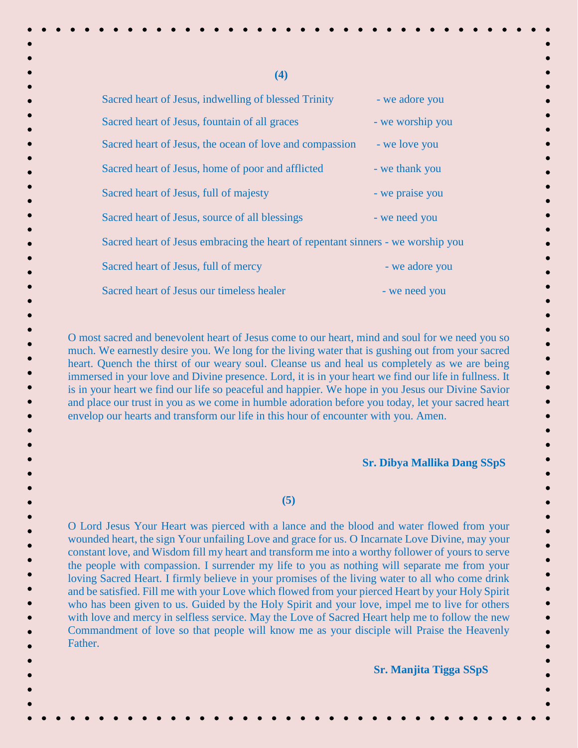**(4)**

Sacred heart of Jesus, indwelling of blessed Trinity - we adore you

Sacred heart of Jesus, fountain of all graces - we worship you

Sacred heart of Jesus, the ocean of love and compassion - we love you

Sacred heart of Jesus, home of poor and afflicted - we thank you

Sacred heart of Jesus, full of majesty - we praise you

Sacred heart of Jesus, source of all blessings - we need you

Sacred heart of Jesus embracing the heart of repentant sinners - we worship you

Sacred heart of Jesus, full of mercy - we adore you

Sacred heart of Jesus our timeless healer - we need you

O most sacred and benevolent heart of Jesus come to our heart, mind and soul for we need you so much. We earnestly desire you. We long for the living water that is gushing out from your sacred heart. Quench the thirst of our weary soul. Cleanse us and heal us completely as we are being immersed in your love and Divine presence. Lord, it is in your heart we find our life in fullness. It is in your heart we find our life so peaceful and happier. We hope in you Jesus our Divine Savior and place our trust in you as we come in humble adoration before you today, let your sacred heart envelop our hearts and transform our life in this hour of encounter with you. Amen.

**Sr. Dibya Mallika Dang SSpS**

**(5)**

O Lord Jesus Your Heart was pierced with a lance and the blood and water flowed from your wounded heart, the sign Your unfailing Love and grace for us. O Incarnate Love Divine, may your constant love, and Wisdom fill my heart and transform me into a worthy follower of yours to serve the people with compassion. I surrender my life to you as nothing will separate me from your loving Sacred Heart. I firmly believe in your promises of the living water to all who come drink and be satisfied. Fill me with your Love which flowed from your pierced Heart by your Holy Spirit who has been given to us. Guided by the Holy Spirit and your love, impel me to live for others with love and mercy in selfless service. May the Love of Sacred Heart help me to follow the new Commandment of love so that people will know me as your disciple will Praise the Heavenly Father.

**Sr. Manjita Tigga SSpS**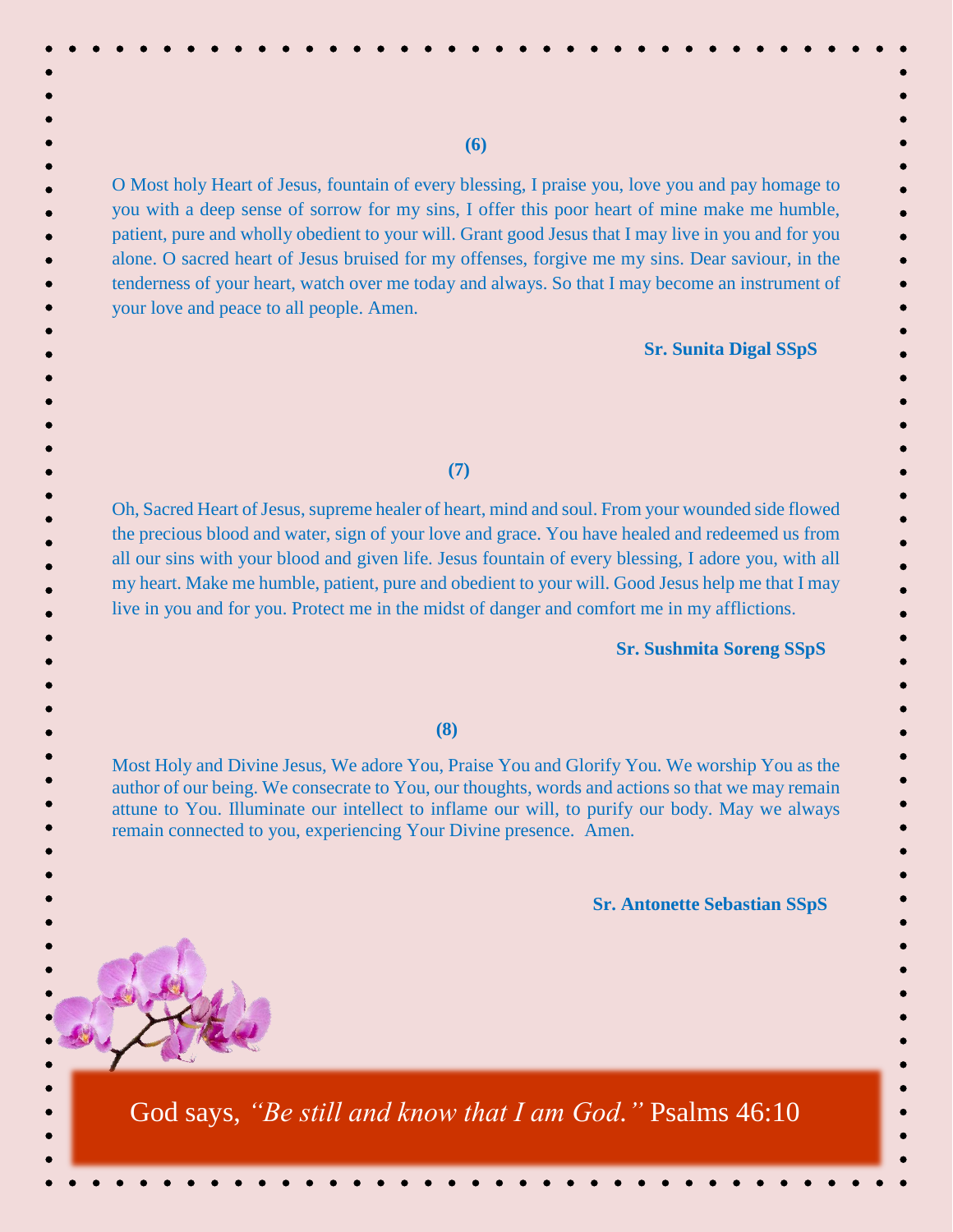**(6)**

O Most holy Heart of Jesus, fountain of every blessing, I praise you, love you and pay homage to you with a deep sense of sorrow for my sins, I offer this poor heart of mine make me humble, patient, pure and wholly obedient to your will. Grant good Jesus that I may live in you and for you alone. O sacred heart of Jesus bruised for my offenses, forgive me my sins. Dear saviour, in the tenderness of your heart, watch over me today and always. So that I may become an instrument of your love and peace to all people. Amen.

**Sr. Sunita Digal SSpS**

**(7)**

Oh, Sacred Heart of Jesus, supreme healer of heart, mind and soul. From your wounded side flowed the precious blood and water, sign of your love and grace. You have healed and redeemed us from all our sins with your blood and given life. Jesus fountain of every blessing, I adore you, with all my heart. Make me humble, patient, pure and obedient to your will. Good Jesus help me that I may live in you and for you. Protect me in the midst of danger and comfort me in my afflictions.

**Sr. Sushmita Soreng SSpS**

**(8)**

Most Holy and Divine Jesus, We adore You, Praise You and Glorify You. We worship You as the author of our being. We consecrate to You, our thoughts, words and actions so that we may remain attune to You. Illuminate our intellect to inflame our will, to purify our body. May we always remain connected to you, experiencing Your Divine presence. Amen.

**Sr. Antonette Sebastian SSpS**

God says, *"Be still and know that I am God."* Psalms 46:10